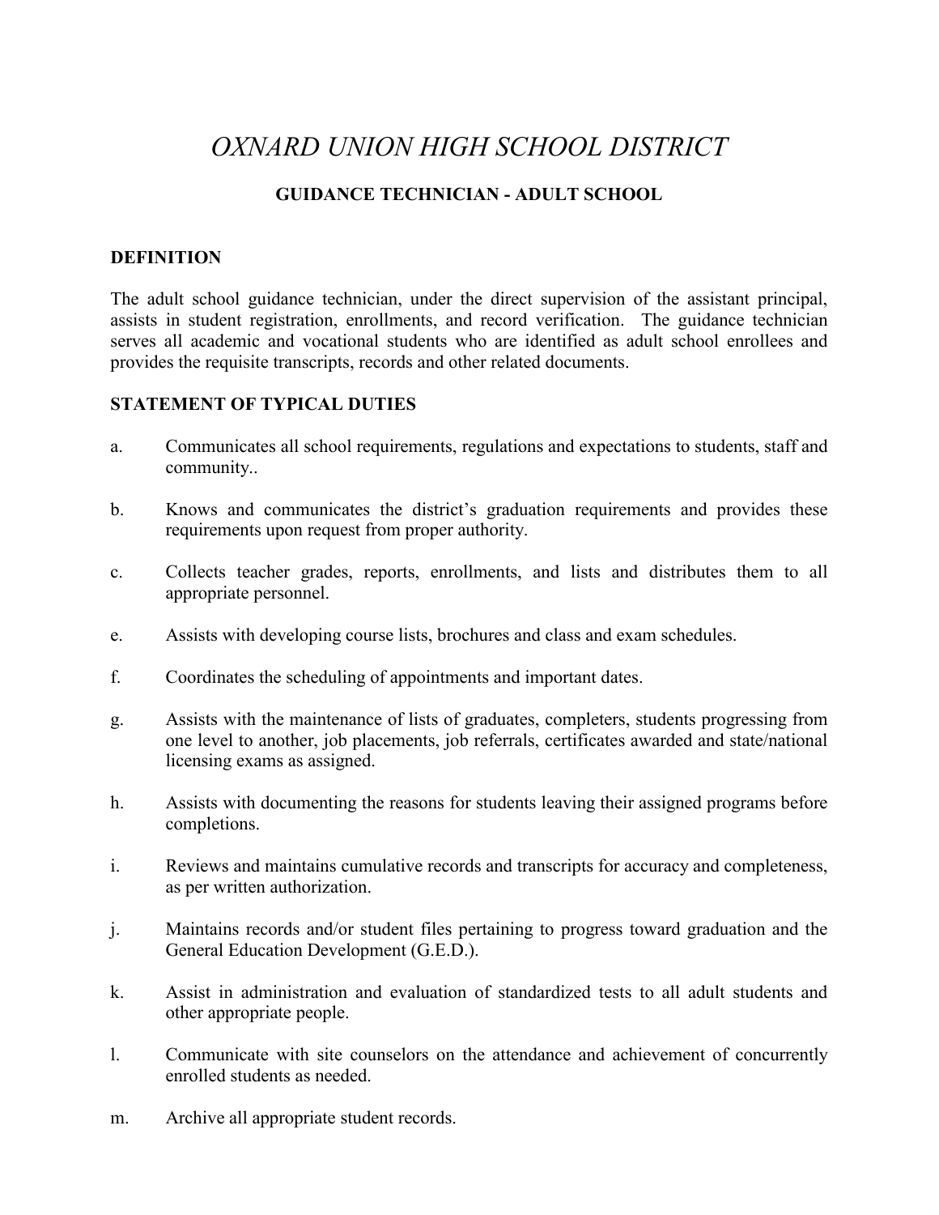# *OXNARD UNION HIGH SCHOOL DISTRICT*

## GUIDANCE TECHNICIAN - ADULT SCHOOL

### DEFINITION

The adult school guidance technician, under the direct supervision of the assistant principal, assists in student registration, enrollments, and record verification. The guidance technician serves all academic and vocational students who are identified as adult school enrollees and provides the requisite transcripts, records and other related documents.

### STATEMENT OF TYPICAL DUTIES

a. Communicates all school requirements, regulations and expectations to students, staff and community..

b. Knows and communicates the district's graduation requirements and provides these requirements upon request from proper authority.

c. Collects teacher grades, reports, enrollments, and lists and distributes them to all appropriate personnel.

e. Assists with developing course lists, brochures and class and exam schedules.

f. Coordinates the scheduling of appointments and important dates.

g. Assists with the maintenance of lists of graduates, completers, students progressing from one level to another, job placements, job referrals, certificates awarded and state/national licensing exams as assigned.

h. Assists with documenting the reasons for students leaving their assigned programs before completions.

i. Reviews and maintains cumulative records and transcripts for accuracy and completeness, as per written authorization.

j. Maintains records and/or student files pertaining to progress toward graduation and the General Education Development (G.E.D.).

k. Assist in administration and evaluation of standardized tests to all adult students and other appropriate people.

l. Communicate with site counselors on the attendance and achievement of concurrently enrolled students as needed.

m. Archive all appropriate student records.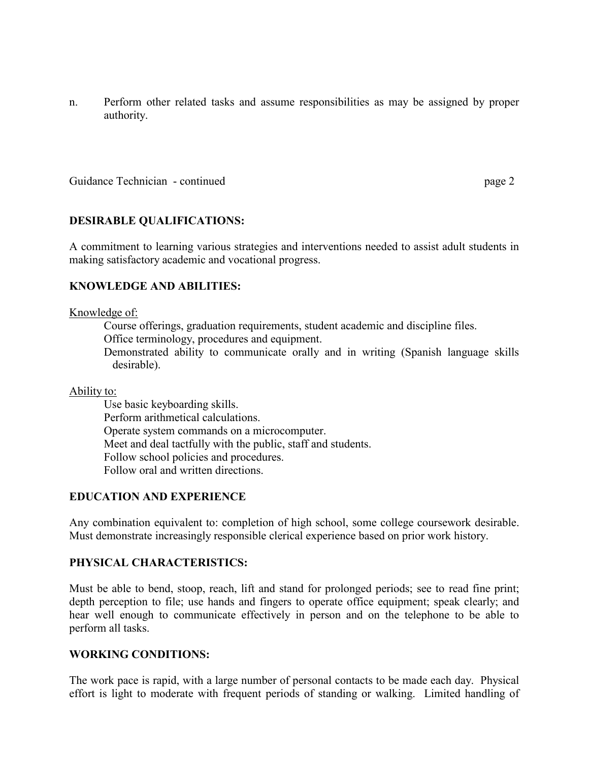n. Perform other related tasks and assume responsibilities as may be assigned by proper authority.

## DESIRABLE QUALIFICATIONS:

A commitment to learning various strategies and interventions needed to assist adult students in making satisfactory academic and vocational progress.

## KNOWLEDGE AND ABILITIES:

Knowledge of:

- Course offerings, graduation requirements, student academic and discipline files.
- Office terminology, procedures and equipment.
- Demonstrated ability to communicate orally and in writing (Spanish language skills desirable).

Ability to:

- Use basic keyboarding skills.
- Perform arithmetical calculations.
- Operate system commands on a microcomputer.
- Meet and deal tactfully with the public, staff and students.
- Follow school policies and procedures.
- Follow oral and written directions.

## EDUCATION AND EXPERIENCE

Any combination equivalent to: completion of high school, some college coursework desirable. Must demonstrate increasingly responsible clerical experience based on prior work history.

## PHYSICAL CHARACTERISTICS:

Must be able to bend, stoop, reach, lift and stand for prolonged periods; see to read fine print; depth perception to file; use hands and fingers to operate office equipment; speak clearly; and hear well enough to communicate effectively in person and on the telephone to be able to perform all tasks.

## WORKING CONDITIONS:

The work pace is rapid, with a large number of personal contacts to be made each day. Physical effort is light to moderate with frequent periods of standing or walking. Limited handling of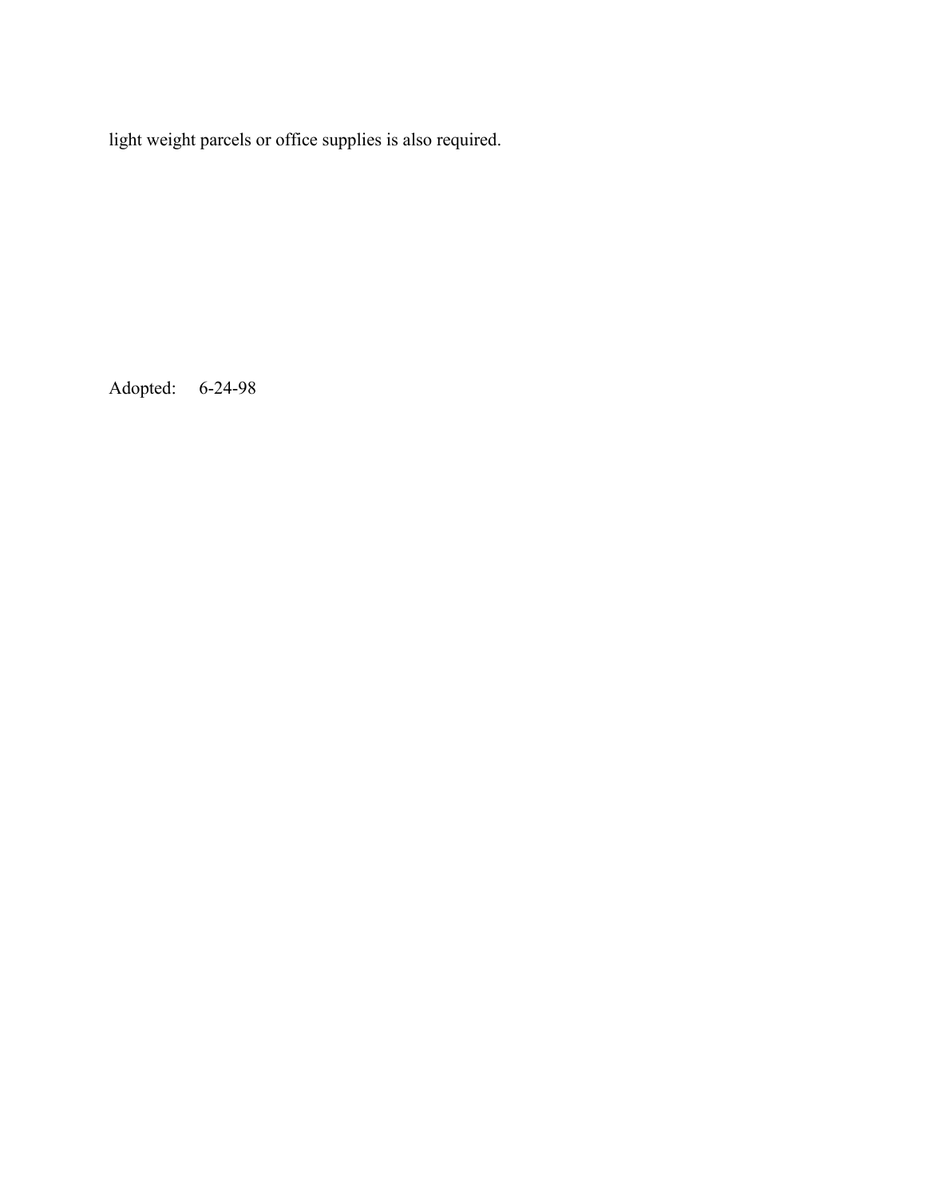light weight parcels or office supplies is also required.

Adopted: 6-24-98